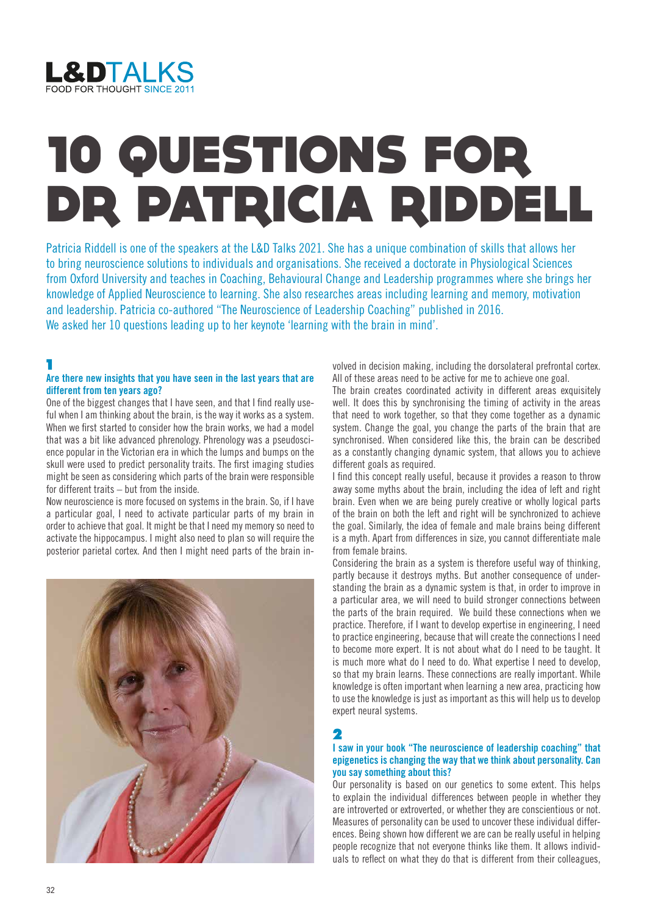L&DTALKS
FOOD FOR THOUGHT SINCE 2011

# 10 QUESTIONS FOR DR PATRICIA RIDDELL

Patricia Riddell is one of the speakers at the L&D Talks 2021. She has a unique combination of skills that allows her to bring neuroscience solutions to individuals and organisations. She received a doctorate in Physiological Sciences from Oxford University and teaches in Coaching, Behavioural Change and Leadership programmes where she brings her knowledge of Applied Neuroscience to learning. She also researches areas including learning and memory, motivation and leadership. Patricia co-authored "The Neuroscience of Leadership Coaching" published in 2016.
We asked her 10 questions leading up to her keynote 'learning with the brain in mind'.

## 1

### Are there new insights that you have seen in the last years that are different from ten years ago?

One of the biggest changes that I have seen, and that I find really useful when I am thinking about the brain, is the way it works as a system. When we first started to consider how the brain works, we had a model that was a bit like advanced phrenology. Phrenology was a pseudoscience popular in the Victorian era in which the lumps and bumps on the skull were used to predict personality traits. The first imaging studies might be seen as considering which parts of the brain were responsible for different traits – but from the inside.

Now neuroscience is more focused on systems in the brain. So, if I have a particular goal, I need to activate particular parts of my brain in order to achieve that goal. It might be that I need my memory so need to activate the hippocampus. I might also need to plan so will require the posterior parietal cortex. And then I might need parts of the brain involved in decision making, including the dorsolateral prefrontal cortex. All of these areas need to be active for me to achieve one goal.

The brain creates coordinated activity in different areas exquisitely well. It does this by synchronising the timing of activity in the areas that need to work together, so that they come together as a dynamic system. Change the goal, you change the parts of the brain that are synchronised. When considered like this, the brain can be described as a constantly changing dynamic system, that allows you to achieve different goals as required.

I find this concept really useful, because it provides a reason to throw away some myths about the brain, including the idea of left and right brain. Even when we are being purely creative or wholly logical parts of the brain on both the left and right will be synchronized to achieve the goal. Similarly, the idea of female and male brains being different is a myth. Apart from differences in size, you cannot differentiate male from female brains.

Considering the brain as a system is therefore useful way of thinking, partly because it destroys myths. But another consequence of understanding the brain as a dynamic system is that, in order to improve in a particular area, we will need to build stronger connections between the parts of the brain required. We build these connections when we practice. Therefore, if I want to develop expertise in engineering, I need to practice engineering, because that will create the connections I need to become more expert. It is not about what do I need to be taught. It is much more what do I need to do. What expertise I need to develop, so that my brain learns. These connections are really important. While knowledge is often important when learning a new area, practicing how to use the knowledge is just as important as this will help us to develop expert neural systems.

## 2

### I saw in your book "The neuroscience of leadership coaching" that epigenetics is changing the way that we think about personality. Can you say something about this?

Our personality is based on our genetics to some extent. This helps to explain the individual differences between people in whether they are introverted or extroverted, or whether they are conscientious or not. Measures of personality can be used to uncover these individual differences. Being shown how different we are can be really useful in helping people recognize that not everyone thinks like them. It allows individuals to reflect on what they do that is different from their colleagues,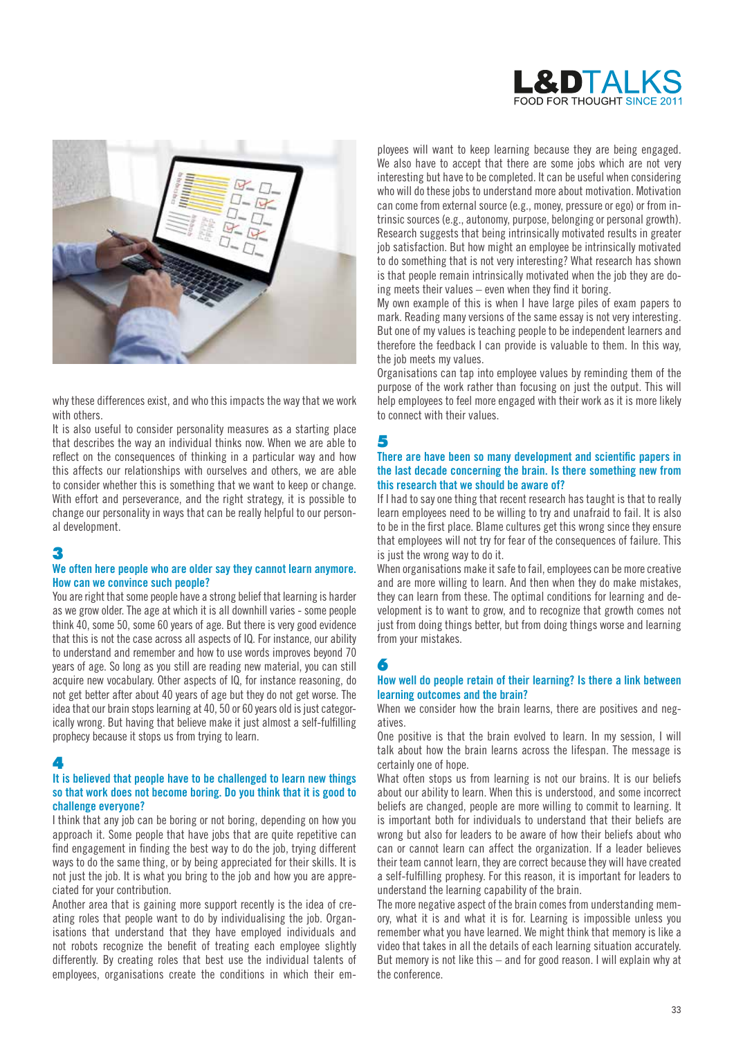why these differences exist, and who this impacts the way that we work with others.

It is also useful to consider personality measures as a starting place that describes the way an individual thinks now. When we are able to reflect on the consequences of thinking in a particular way and how this affects our relationships with ourselves and others, we are able to consider whether this is something that we want to keep or change. With effort and perseverance, and the right strategy, it is possible to change our personality in ways that can be really helpful to our personal development.

## 3

### We often here people who are older say they cannot learn anymore. How can we convince such people?

You are right that some people have a strong belief that learning is harder as we grow older. The age at which it is all downhill varies - some people think 40, some 50, some 60 years of age. But there is very good evidence that this is not the case across all aspects of IQ. For instance, our ability to understand and remember and how to use words improves beyond 70 years of age. So long as you still are reading new material, you can still acquire new vocabulary. Other aspects of IQ, for instance reasoning, do not get better after about 40 years of age but they do not get worse. The idea that our brain stops learning at 40, 50 or 60 years old is just categorically wrong. But having that believe make it just almost a self-fulfilling prophecy because it stops us from trying to learn.

## 4

### It is believed that people have to be challenged to learn new things so that work does not become boring. Do you think that it is good to challenge everyone?

I think that any job can be boring or not boring, depending on how you approach it. Some people that have jobs that are quite repetitive can find engagement in finding the best way to do the job, trying different ways to do the same thing, or by being appreciated for their skills. It is not just the job. It is what you bring to the job and how you are appreciated for your contribution.

Another area that is gaining more support recently is the idea of creating roles that people want to do by individualising the job. Organisations that understand that they have employed individuals and not robots recognize the benefit of treating each employee slightly differently. By creating roles that best use the individual talents of employees, organisations create the conditions in which their employees will want to keep learning because they are being engaged. We also have to accept that there are some jobs which are not very interesting but have to be completed. It can be useful when considering who will do these jobs to understand more about motivation. Motivation can come from external source (e.g., money, pressure or ego) or from intrinsic sources (e.g., autonomy, purpose, belonging or personal growth). Research suggests that being intrinsically motivated results in greater job satisfaction. But how might an employee be intrinsically motivated to do something that is not very interesting? What research has shown is that people remain intrinsically motivated when the job they are doing meets their values – even when they find it boring.

My own example of this is when I have large piles of exam papers to mark. Reading many versions of the same essay is not very interesting. But one of my values is teaching people to be independent learners and therefore the feedback I can provide is valuable to them. In this way, the job meets my values.

Organisations can tap into employee values by reminding them of the purpose of the work rather than focusing on just the output. This will help employees to feel more engaged with their work as it is more likely to connect with their values.

## 5

### There are have been so many development and scientific papers in the last decade concerning the brain. Is there something new from this research that we should be aware of?

If I had to say one thing that recent research has taught is that to really learn employees need to be willing to try and unafraid to fail. It is also to be in the first place. Blame cultures get this wrong since they ensure that employees will not try for fear of the consequences of failure. This is just the wrong way to do it.

When organisations make it safe to fail, employees can be more creative and are more willing to learn. And then when they do make mistakes, they can learn from these. The optimal conditions for learning and development is to want to grow, and to recognize that growth comes not just from doing things better, but from doing things worse and learning from your mistakes.

## 6

### How well do people retain of their learning? Is there a link between learning outcomes and the brain?

When we consider how the brain learns, there are positives and negatives.

One positive is that the brain evolved to learn. In my session, I will talk about how the brain learns across the lifespan. The message is certainly one of hope.

What often stops us from learning is not our brains. It is our beliefs about our ability to learn. When this is understood, and some incorrect beliefs are changed, people are more willing to commit to learning. It is important both for individuals to understand that their beliefs are wrong but also for leaders to be aware of how their beliefs about who can or cannot learn can affect the organization. If a leader believes their team cannot learn, they are correct because they will have created a self-fulfilling prophecy. For this reason, it is important for leaders to understand the learning capability of the brain.

The more negative aspect of the brain comes from understanding memory, what it is and what it is for. Learning is impossible unless you remember what you have learned. We might think that memory is like a video that takes in all the details of each learning situation accurately. But memory is not like this – and for good reason. I will explain why at the conference.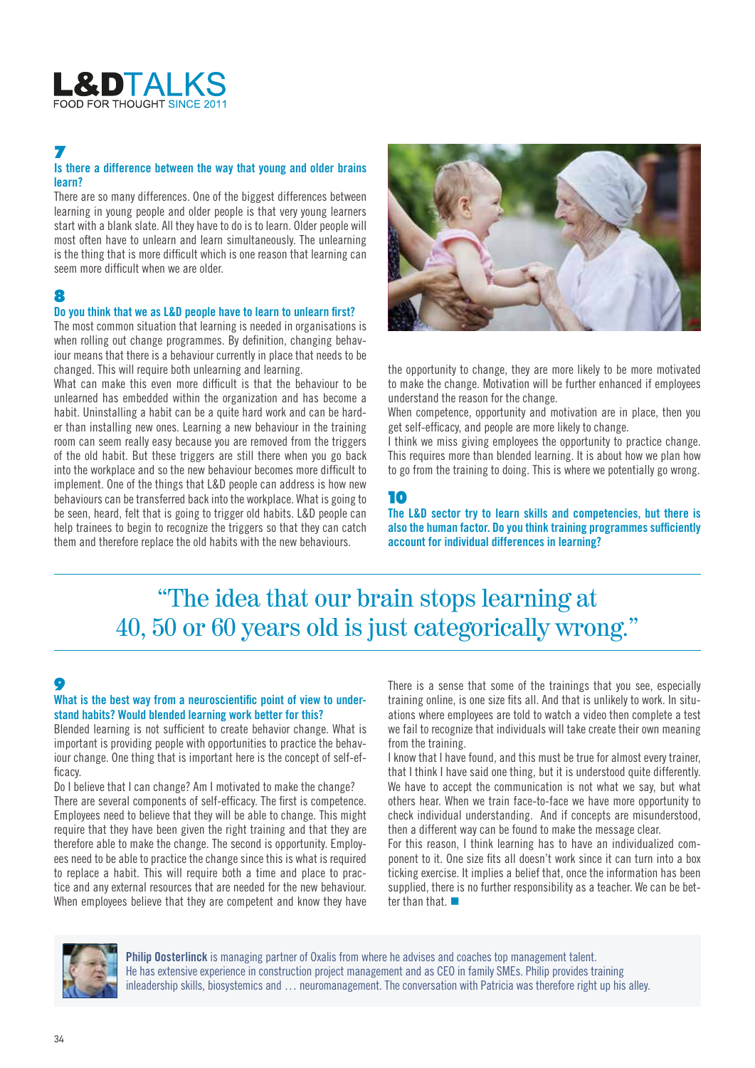### 7

**Is there a difference between the way that young and older brains learn?**

There are so many differences. One of the biggest differences between learning in young people and older people is that very young learners start with a blank slate. All they have to do is to learn. Older people will most often have to unlearn and learn simultaneously. The unlearning is the thing that is more difficult which is one reason that learning can seem more difficult when we are older.

### 8

**Do you think that we as L&D people have to learn to unlearn first?**

The most common situation that learning is needed in organisations is when rolling out change programmes. By definition, changing behaviour means that there is a behaviour currently in place that needs to be changed. This will require both unlearning and learning.

What can make this even more difficult is that the behaviour to be unlearned has embedded within the organization and has become a habit. Uninstalling a habit can be a quite hard work and can be harder than installing new ones. Learning a new behaviour in the training room can seem really easy because you are removed from the triggers of the old habit. But these triggers are still there when you go back into the workplace and so the new behaviour becomes more difficult to implement. One of the things that L&D people can address is how new behaviours can be transferred back into the workplace. What is going to be seen, heard, felt that is going to trigger old habits. L&D people can help trainees to begin to recognize the triggers so that they can catch them and therefore replace the old habits with the new behaviours.

> "The idea that our brain stops learning at 40, 50 or 60 years old is just categorically wrong."

### 9

**What is the best way from a neuroscientific point of view to understand habits? Would blended learning work better for this?**

Blended learning is not sufficient to create behavior change. What is important is providing people with opportunities to practice the behaviour change. One thing that is important here is the concept of self-efficacy.

Do I believe that I can change? Am I motivated to make the change? There are several components of self-efficacy. The first is competence. Employees need to believe that they will be able to change. This might require that they have been given the right training and that they are therefore able to make the change. The second is opportunity. Employees need to be able to practice the change since this is what is required to replace a habit. This will require both a time and place to practice and any external resources that are needed for the new behaviour. When employees believe that they are competent and know they have the opportunity to change, they are more likely to be more motivated to make the change. Motivation will be further enhanced if employees understand the reason for the change.

When competence, opportunity and motivation are in place, then you get self-efficacy, and people are more likely to change.

I think we miss giving employees the opportunity to practice change. This requires more than blended learning. It is about how we plan how to go from the training to doing. This is where we potentially go wrong.

### 10

**The L&D sector try to learn skills and competencies, but there is also the human factor. Do you think training programmes sufficiently account for individual differences in learning?**

There is a sense that some of the trainings that you see, especially training online, is one size fits all. And that is unlikely to work. In situations where employees are told to watch a video then complete a test we fail to recognize that individuals will take create their own meaning from the training.

I know that I have found, and this must be true for almost every trainer, that I think I have said one thing, but it is understood quite differently. We have to accept the communication is not what we say, but what others hear. When we train face-to-face we have more opportunity to check individual understanding. And if concepts are misunderstood, then a different way can be found to make the message clear.

For this reason, I think learning has to have an individualized component to it. One size fits all doesn't work since it can turn into a box ticking exercise. It implies a belief that, once the information has been supplied, there is no further responsibility as a teacher. We can be better than that. ■

**Philip Oosterlinck** is managing partner of Oxalis from where he advises and coaches top management talent. He has extensive experience in construction project management and as CEO in family SMEs. Philip provides training inleadership skills, biosystemics and … neuromanagement. The conversation with Patricia was therefore right up his alley.